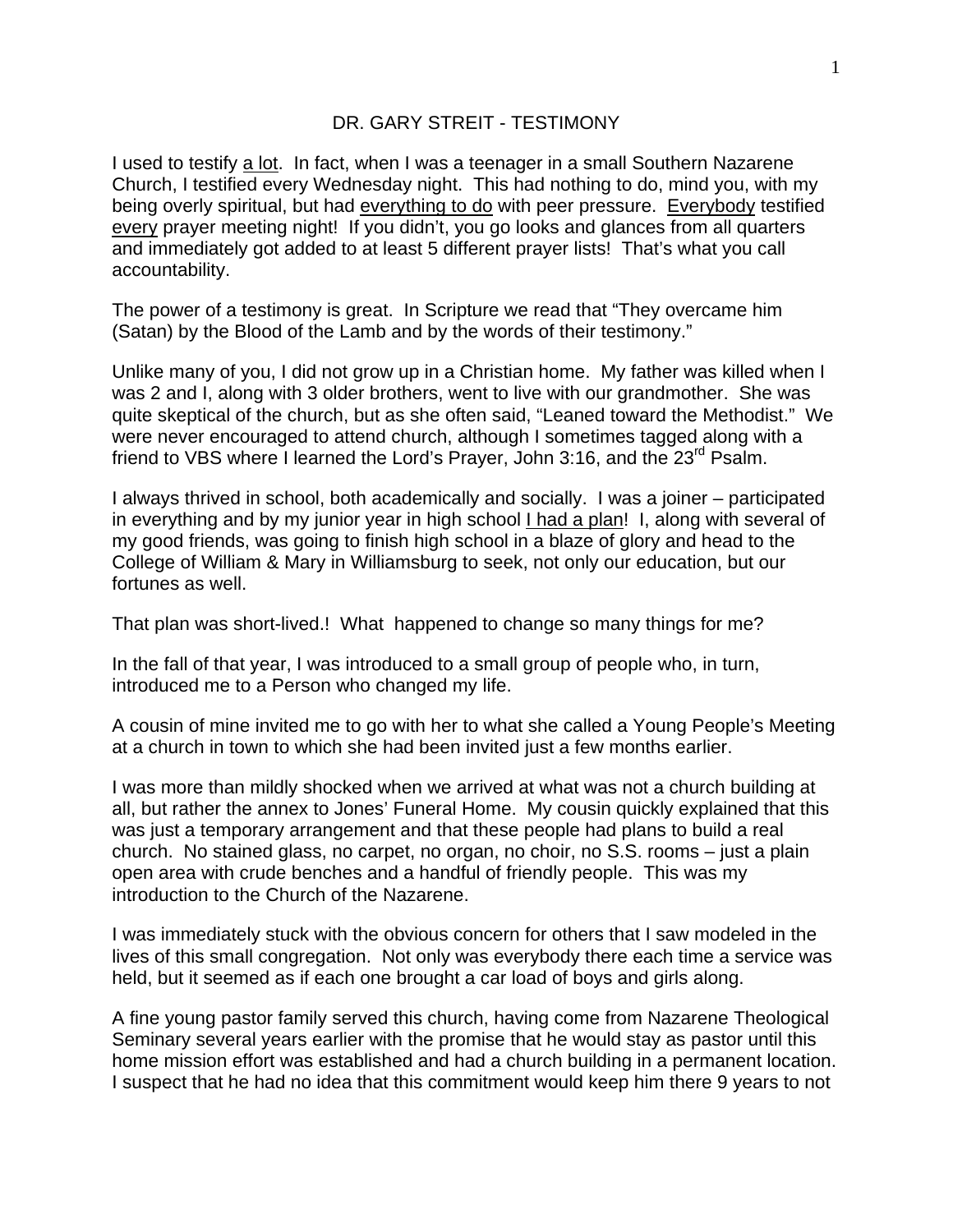# DR. GARY STREIT - TESTIMONY

I used to testify a lot. In fact, when I was a teenager in a small Southern Nazarene Church, I testified every Wednesday night. This had nothing to do, mind you, with my being overly spiritual, but had everything to do with peer pressure. Everybody testified every prayer meeting night! If you didn't, you go looks and glances from all quarters and immediately got added to at least 5 different prayer lists! That's what you call accountability.

The power of a testimony is great. In Scripture we read that "They overcame him (Satan) by the Blood of the Lamb and by the words of their testimony."

Unlike many of you, I did not grow up in a Christian home. My father was killed when I was 2 and I, along with 3 older brothers, went to live with our grandmother. She was quite skeptical of the church, but as she often said, "Leaned toward the Methodist." We were never encouraged to attend church, although I sometimes tagged along with a friend to VBS where I learned the Lord's Prayer, John 3:16, and the 23rd Psalm.

I always thrived in school, both academically and socially. I was a joiner – participated in everything and by my junior year in high school I had a plan! I, along with several of my good friends, was going to finish high school in a blaze of glory and head to the College of William & Mary in Williamsburg to seek, not only our education, but our fortunes as well.

That plan was short-lived.! What happened to change so many things for me?

In the fall of that year, I was introduced to a small group of people who, in turn, introduced me to a Person who changed my life.

A cousin of mine invited me to go with her to what she called a Young People's Meeting at a church in town to which she had been invited just a few months earlier.

I was more than mildly shocked when we arrived at what was not a church building at all, but rather the annex to Jones' Funeral Home. My cousin quickly explained that this was just a temporary arrangement and that these people had plans to build a real church. No stained glass, no carpet, no organ, no choir, no S.S. rooms – just a plain open area with crude benches and a handful of friendly people. This was my introduction to the Church of the Nazarene.

I was immediately stuck with the obvious concern for others that I saw modeled in the lives of this small congregation. Not only was everybody there each time a service was held, but it seemed as if each one brought a car load of boys and girls along.

A fine young pastor family served this church, having come from Nazarene Theological Seminary several years earlier with the promise that he would stay as pastor until this home mission effort was established and had a church building in a permanent location. I suspect that he had no idea that this commitment would keep him there 9 years to not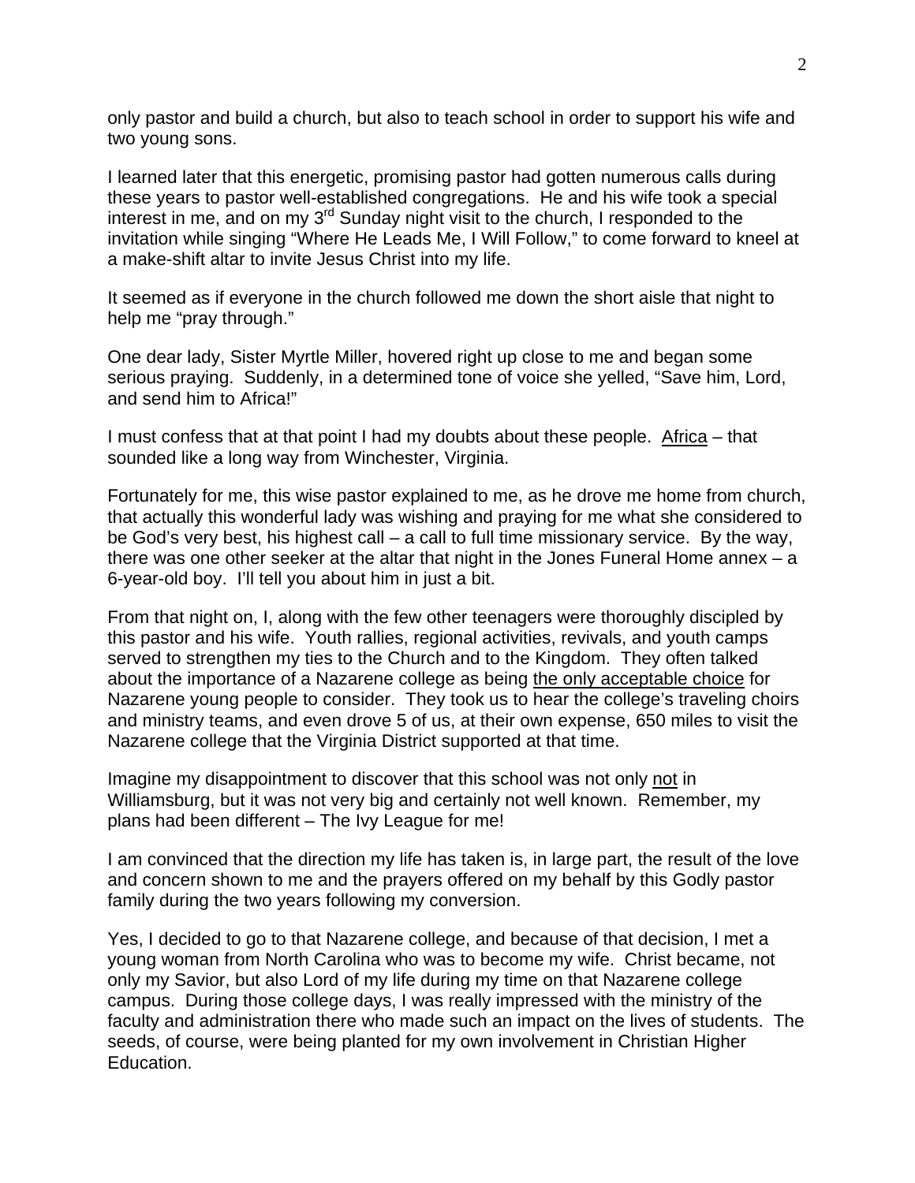only pastor and build a church, but also to teach school in order to support his wife and two young sons.

I learned later that this energetic, promising pastor had gotten numerous calls during these years to pastor well-established congregations. He and his wife took a special interest in me, and on my 3rd Sunday night visit to the church, I responded to the invitation while singing "Where He Leads Me, I Will Follow," to come forward to kneel at a make-shift altar to invite Jesus Christ into my life.

It seemed as if everyone in the church followed me down the short aisle that night to help me "pray through."

One dear lady, Sister Myrtle Miller, hovered right up close to me and began some serious praying. Suddenly, in a determined tone of voice she yelled, "Save him, Lord, and send him to Africa!"

I must confess that at that point I had my doubts about these people. <u>Africa</u> – that sounded like a long way from Winchester, Virginia.

Fortunately for me, this wise pastor explained to me, as he drove me home from church, that actually this wonderful lady was wishing and praying for me what she considered to be God's very best, his highest call – a call to full time missionary service. By the way, there was one other seeker at the altar that night in the Jones Funeral Home annex – a 6-year-old boy. I'll tell you about him in just a bit.

From that night on, I, along with the few other teenagers were thoroughly discipled by this pastor and his wife. Youth rallies, regional activities, revivals, and youth camps served to strengthen my ties to the Church and to the Kingdom. They often talked about the importance of a Nazarene college as being <u>the only acceptable choice</u> for Nazarene young people to consider. They took us to hear the college's traveling choirs and ministry teams, and even drove 5 of us, at their own expense, 650 miles to visit the Nazarene college that the Virginia District supported at that time.

Imagine my disappointment to discover that this school was not only <u>not</u> in Williamsburg, but it was not very big and certainly not well known. Remember, my plans had been different – The Ivy League for me!

I am convinced that the direction my life has taken is, in large part, the result of the love and concern shown to me and the prayers offered on my behalf by this Godly pastor family during the two years following my conversion.

Yes, I decided to go to that Nazarene college, and because of that decision, I met a young woman from North Carolina who was to become my wife. Christ became, not only my Savior, but also Lord of my life during my time on that Nazarene college campus. During those college days, I was really impressed with the ministry of the faculty and administration there who made such an impact on the lives of students. The seeds, of course, were being planted for my own involvement in Christian Higher Education.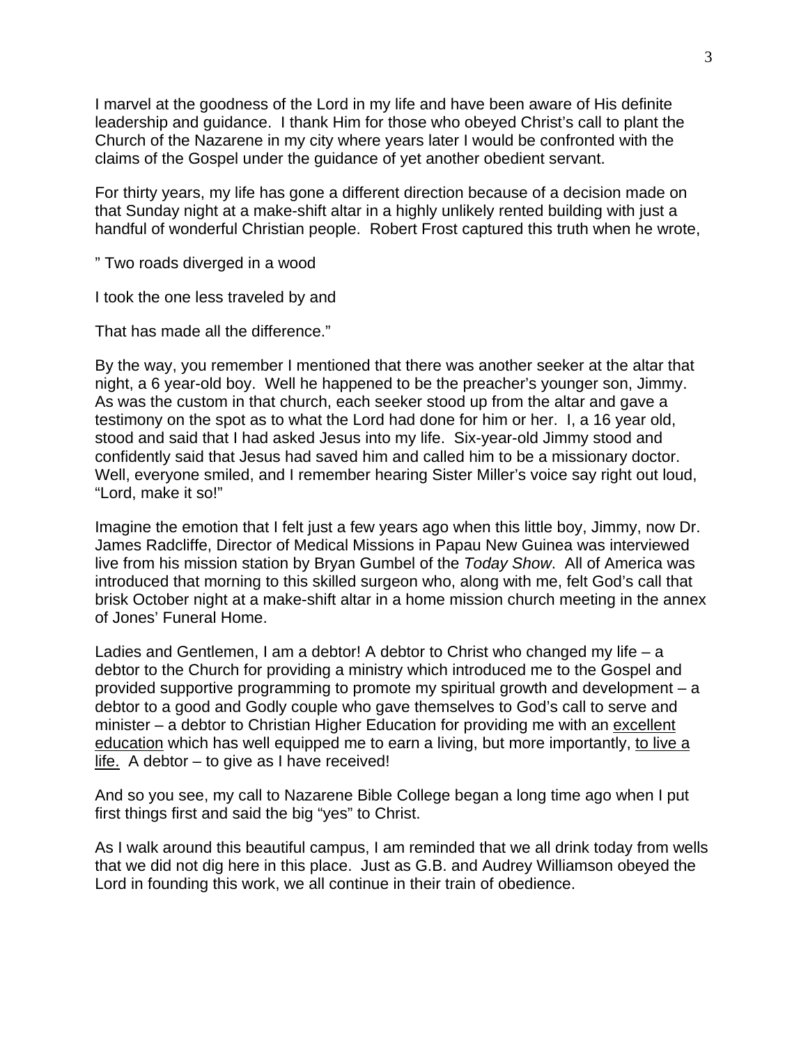I marvel at the goodness of the Lord in my life and have been aware of His definite leadership and guidance. I thank Him for those who obeyed Christ's call to plant the Church of the Nazarene in my city where years later I would be confronted with the claims of the Gospel under the guidance of yet another obedient servant.

For thirty years, my life has gone a different direction because of a decision made on that Sunday night at a make-shift altar in a highly unlikely rented building with just a handful of wonderful Christian people. Robert Frost captured this truth when he wrote,

" Two roads diverged in a wood

I took the one less traveled by and

That has made all the difference."

By the way, you remember I mentioned that there was another seeker at the altar that night, a 6 year-old boy. Well he happened to be the preacher's younger son, Jimmy. As was the custom in that church, each seeker stood up from the altar and gave a testimony on the spot as to what the Lord had done for him or her. I, a 16 year old, stood and said that I had asked Jesus into my life. Six-year-old Jimmy stood and confidently said that Jesus had saved him and called him to be a missionary doctor. Well, everyone smiled, and I remember hearing Sister Miller's voice say right out loud, "Lord, make it so!"

Imagine the emotion that I felt just a few years ago when this little boy, Jimmy, now Dr. James Radcliffe, Director of Medical Missions in Papau New Guinea was interviewed live from his mission station by Bryan Gumbel of the *Today Show*. All of America was introduced that morning to this skilled surgeon who, along with me, felt God's call that brisk October night at a make-shift altar in a home mission church meeting in the annex of Jones' Funeral Home.

Ladies and Gentlemen, I am a debtor! A debtor to Christ who changed my life – a debtor to the Church for providing a ministry which introduced me to the Gospel and provided supportive programming to promote my spiritual growth and development – a debtor to a good and Godly couple who gave themselves to God's call to serve and minister – a debtor to Christian Higher Education for providing me with an <u>excellent education</u> which has well equipped me to earn a living, but more importantly, <u>to live a life.</u> A debtor – to give as I have received!

And so you see, my call to Nazarene Bible College began a long time ago when I put first things first and said the big "yes" to Christ.

As I walk around this beautiful campus, I am reminded that we all drink today from wells that we did not dig here in this place. Just as G.B. and Audrey Williamson obeyed the Lord in founding this work, we all continue in their train of obedience.